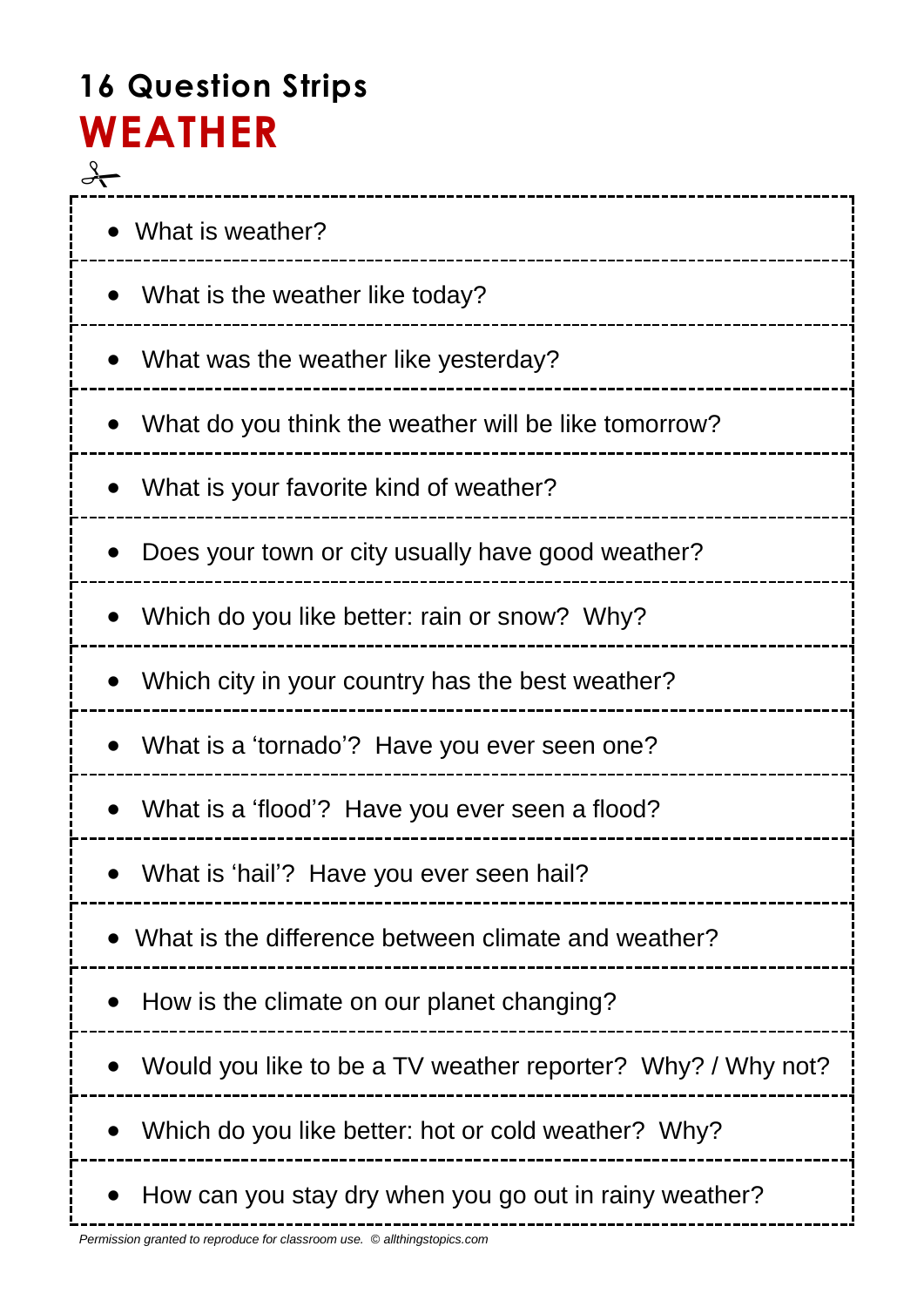# 16 Question Strips

## WEATHER

- What is weather?
- What is the weather like today?
- What was the weather like yesterday?
- What do you think the weather will be like tomorrow?
- What is your favorite kind of weather?
- Does your town or city usually have good weather?
- Which do you like better: rain or snow? Why?
- Which city in your country has the best weather?
- What is a 'tornado'? Have you ever seen one?
- What is a 'flood'? Have you ever seen a flood?
- What is 'hail'? Have you ever seen hail?
- What is the difference between climate and weather?
- How is the climate on our planet changing?
- Would you like to be a TV weather reporter? Why? / Why not?
- Which do you like better: hot or cold weather? Why?
- How can you stay dry when you go out in rainy weather?

*Permission granted to reproduce for classroom use. © allthingstopics.com*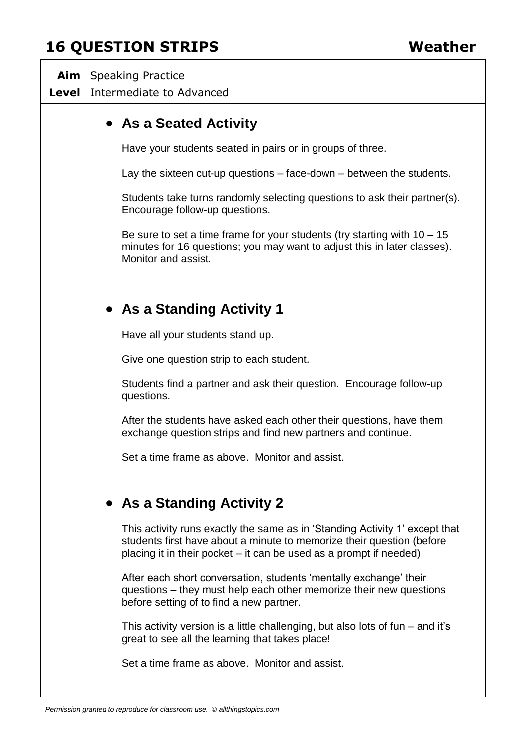# 16 QUESTION STRIPS Weather

**Aim** Speaking Practice
**Level** Intermediate to Advanced

## As a Seated Activity

Have your students seated in pairs or in groups of three.

Lay the sixteen cut-up questions – face-down – between the students.

Students take turns randomly selecting questions to ask their partner(s). Encourage follow-up questions.

Be sure to set a time frame for your students (try starting with 10 – 15 minutes for 16 questions; you may want to adjust this in later classes). Monitor and assist.

## As a Standing Activity 1

Have all your students stand up.

Give one question strip to each student.

Students find a partner and ask their question. Encourage follow-up questions.

After the students have asked each other their questions, have them exchange question strips and find new partners and continue.

Set a time frame as above. Monitor and assist.

## As a Standing Activity 2

This activity runs exactly the same as in 'Standing Activity 1' except that students first have about a minute to memorize their question (before placing it in their pocket – it can be used as a prompt if needed).

After each short conversation, students 'mentally exchange' their questions – they must help each other memorize their new questions before setting of to find a new partner.

This activity version is a little challenging, but also lots of fun – and it's great to see all the learning that takes place!

Set a time frame as above. Monitor and assist.

*Permission granted to reproduce for classroom use. © allthingstopics.com*